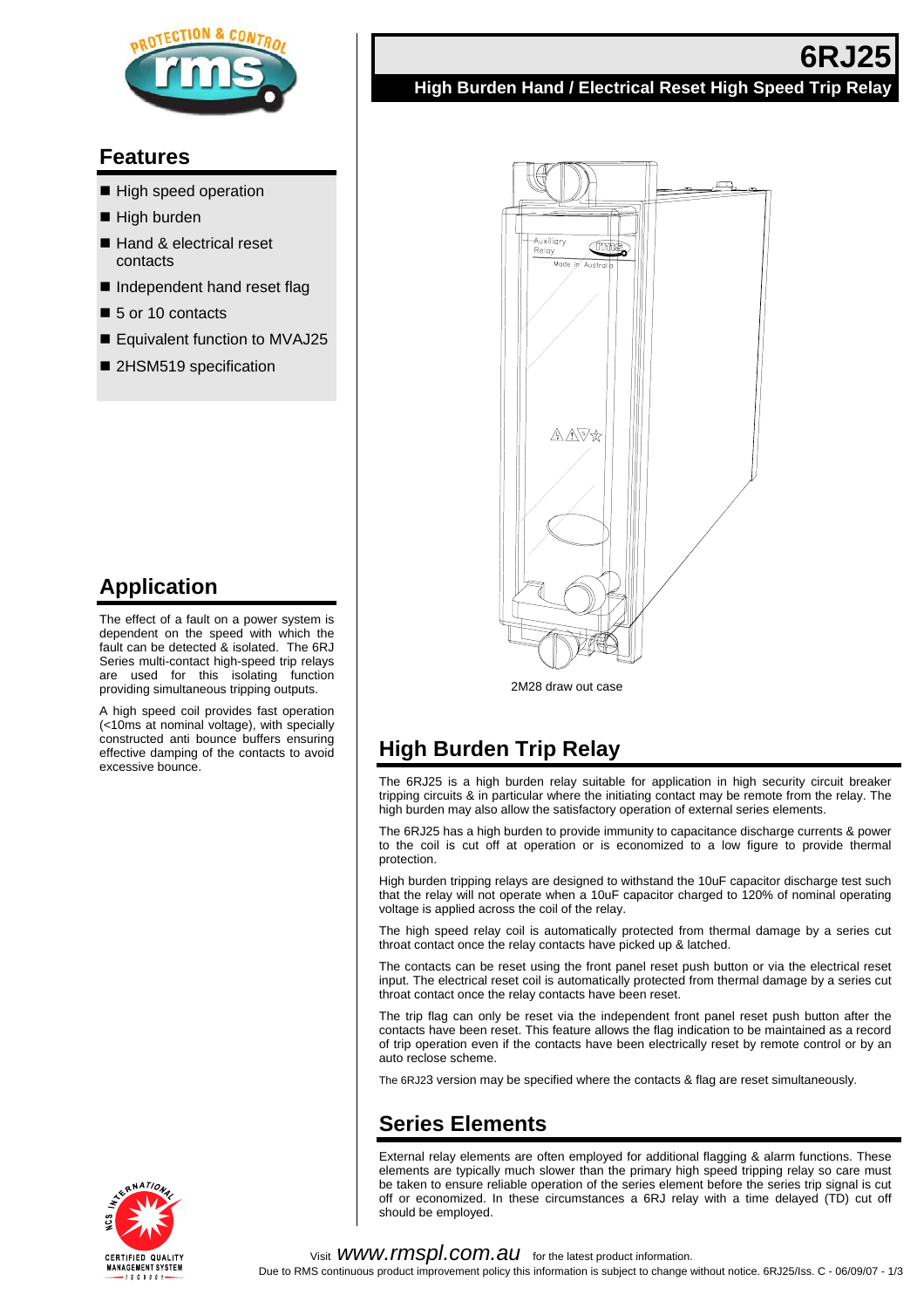# 6RJ25

**High Burden Hand / Electrical Reset High Speed Trip Relay**

## Features

- High speed operation
- High burden
- Hand & electrical reset contacts
- Independent hand reset flag
- 5 or 10 contacts
- Equivalent function to MVAJ25
- 2HSM519 specification

## Application

The effect of a fault on a power system is dependent on the speed with which the fault can be detected & isolated. The 6RJ Series multi-contact high-speed trip relays are used for this isolating function providing simultaneous tripping outputs.

A high speed coil provides fast operation (<10ms at nominal voltage), with specially constructed anti bounce buffers ensuring effective damping of the contacts to avoid excessive bounce.

2M28 draw out case

## High Burden Trip Relay

The 6RJ25 is a high burden relay suitable for application in high security circuit breaker tripping circuits & in particular where the initiating contact may be remote from the relay. The high burden may also allow the satisfactory operation of external series elements.

The 6RJ25 has a high burden to provide immunity to capacitance discharge currents & power to the coil is cut off at operation or is economized to a low figure to provide thermal protection.

High burden tripping relays are designed to withstand the 10uF capacitor discharge test such that the relay will not operate when a 10uF capacitor charged to 120% of nominal operating voltage is applied across the coil of the relay.

The high speed relay coil is automatically protected from thermal damage by a series cut throat contact once the relay contacts have picked up & latched.

The contacts can be reset using the front panel reset push button or via the electrical reset input. The electrical reset coil is automatically protected from thermal damage by a series cut throat contact once the relay contacts have been reset.

The trip flag can only be reset via the independent front panel reset push button after the contacts have been reset. This feature allows the flag indication to be maintained as a record of trip operation even if the contacts have been electrically reset by remote control or by an auto reclose scheme.

The 6RJ23 version may be specified where the contacts & flag are reset simultaneously.

## Series Elements

External relay elements are often employed for additional flagging & alarm functions. These elements are typically much slower than the primary high speed tripping relay so care must be taken to ensure reliable operation of the series element before the series trip signal is cut off or economized. In these circumstances a 6RJ relay with a time delayed (TD) cut off should be employed.

Visit www.rmspl.com.au for the latest product information.

Due to RMS continuous product improvement policy this information is subject to change without notice. 6RJ25/Iss. C - 06/09/07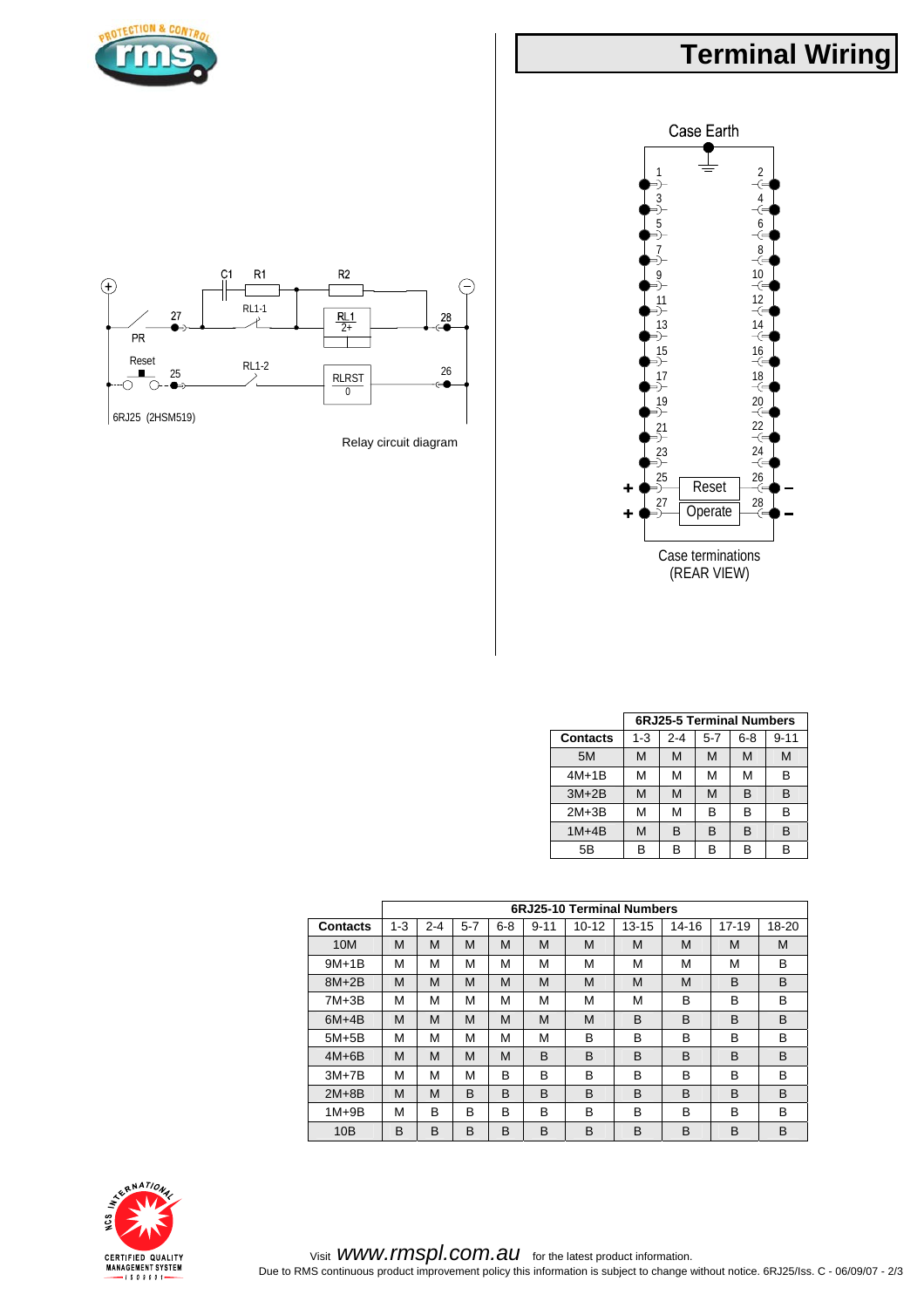# Terminal Wiring

Relay circuit diagram

Case terminations
(REAR VIEW)

| | 6RJ25-5 Terminal Numbers | | | | |
|---|---|---|---|---|---|
| **Contacts** | 1-3 | 2-4 | 5-7 | 6-8 | 9-11 |
| 5M | M | M | M | M | M |
| 4M+1B | M | M | M | M | B |
| 3M+2B | M | M | M | B | B |
| 2M+3B | M | M | B | B | B |
| 1M+4B | M | B | B | B | B |
| 5B | B | B | B | B | B |

| | 6RJ25-10 Terminal Numbers | | | | | | | | | |
|---|---|---|---|---|---|---|---|---|---|---|
| **Contacts** | 1-3 | 2-4 | 5-7 | 6-8 | 9-11 | 10-12 | 13-15 | 14-16 | 17-19 | 18-20 |
| 10M | M | M | M | M | M | M | M | M | M | M |
| 9M+1B | M | M | M | M | M | M | M | M | M | B |
| 8M+2B | M | M | M | M | M | M | M | M | B | B |
| 7M+3B | M | M | M | M | M | M | M | B | B | B |
| 6M+4B | M | M | M | M | M | M | B | B | B | B |
| 5M+5B | M | M | M | M | M | B | B | B | B | B |
| 4M+6B | M | M | M | M | B | B | B | B | B | B |
| 3M+7B | M | M | M | B | B | B | B | B | B | B |
| 2M+8B | M | M | B | B | B | B | B | B | B | B |
| 1M+9B | M | B | B | B | B | B | B | B | B | B |
| 10B | B | B | B | B | B | B | B | B | B | B |

Visit *www.rmspl.com.au* for the latest product information.
Due to RMS continuous product improvement policy this information is subject to change without notice. 6RJ25/Iss. C - 06/09/07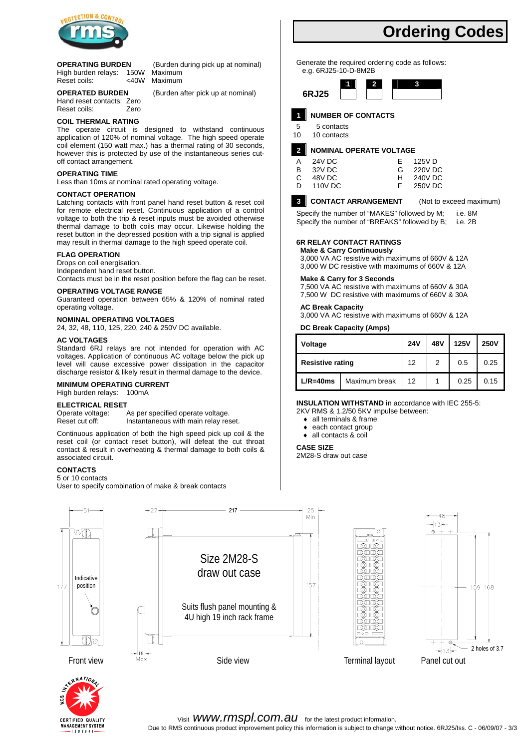## OPERATING BURDEN

(Burden during pick up at nominal)

High burden relays: 150W Maximum
Reset coils: <40W Maximum

## OPERATED BURDEN

(Burden after pick up at nominal)

Hand reset contacts: Zero
Reset coils: Zero

## COIL THERMAL RATING

The operate circuit is designed to withstand continuous application of 120% of nominal voltage. The high speed operate coil element (150 watt max.) has a thermal rating of 30 seconds, however this is protected by use of the instantaneous series cut-off contact arrangement.

## OPERATING TIME

Less than 10ms at nominal rated operating voltage.

## CONTACT OPERATION

Latching contacts with front panel hand reset button & reset coil for remote electrical reset. Continuous application of a control voltage to both the trip & reset inputs must be avoided otherwise thermal damage to both coils may occur. Likewise holding the reset button in the depressed position with a trip signal is applied may result in thermal damage to the high speed operate coil.

## FLAG OPERATION

Drops on coil energisation.
Independent hand reset button.
Contacts must be in the reset position before the flag can be reset.

## OPERATING VOLTAGE RANGE

Guaranteed operation between 65% & 120% of nominal rated operating voltage.

## NOMINAL OPERATING VOLTAGES

24, 32, 48, 110, 125, 220, 240 & 250V DC available.

## AC VOLTAGES

Standard 6RJ relays are not intended for operation with AC voltages. Application of continuous AC voltage below the pick up level will cause excessive power dissipation in the capacitor discharge resistor & likely result in thermal damage to the device.

## MINIMUM OPERATING CURRENT

High burden relays: 100mA

## ELECTRICAL RESET

Operate voltage: As per specified operate voltage.
Reset cut off: Instantaneous with main relay reset.

Continuous application of both the high speed pick up coil & the reset coil (or contact reset button), will defeat the cut throat contact & result in overheating & thermal damage to both coils & associated circuit.

## CONTACTS

5 or 10 contacts
User to specify combination of make & break contacts

# Ordering Codes

Generate the required ordering code as follows:
e.g. 6RJ25-10-D-8M2B

**6RJ25** [1] [2] [3]

### 1 NUMBER OF CONTACTS

5 5 contacts
10 10 contacts

### 2 NOMINAL OPERATE VOLTAGE

| | | | |
|---|---|---|---|
| A | 24V DC | E | 125V D |
| B | 32V DC | G | 220V DC |
| C | 48V DC | H | 240V DC |
| D | 110V DC | F | 250V DC |

### 3 CONTACT ARRANGEMENT (Not to exceed maximum)

Specify the number of "MAKES" followed by M; i.e. 8M
Specify the number of "BREAKS" followed by B; i.e. 2B

## 6R RELAY CONTACT RATINGS

**Make & Carry Continuously**
3,000 VA AC resistive with maximums of 660V & 12A
3,000 W DC resistive with maximums of 660V & 12A

**Make & Carry for 3 Seconds**
7,500 VA AC resistive with maximums of 660V & 30A
7,500 W DC resistive with maximums of 660V & 30A

**AC Break Capacity**
3,000 VA AC resistive with maximums of 660V & 12A

**DC Break Capacity (Amps)**

| Voltage | | 24V | 48V | 125V | 250V |
|---|---|---|---|---|---|
| Resistive rating | | 12 | 2 | 0.5 | 0.25 |
| L/R=40ms | Maximum break | 12 | 1 | 0.25 | 0.15 |

**INSULATION WITHSTAND i**n accordance with IEC 255-5:
2KV RMS & 1.2/50 5KV impulse between:

- all terminals & frame
- each contact group
- all contacts & coil

## CASE SIZE

2M28-S draw out case

Size 2M28-S draw out case

Suits flush panel mounting & 4U high 19 inch rack frame

Front view — Side view — Terminal layout — Panel cut out

Visit www.rmspl.com.au for the latest product information.
Due to RMS continuous product improvement policy this information is subject to change without notice. 6RJ25/Iss. C - 06/09/07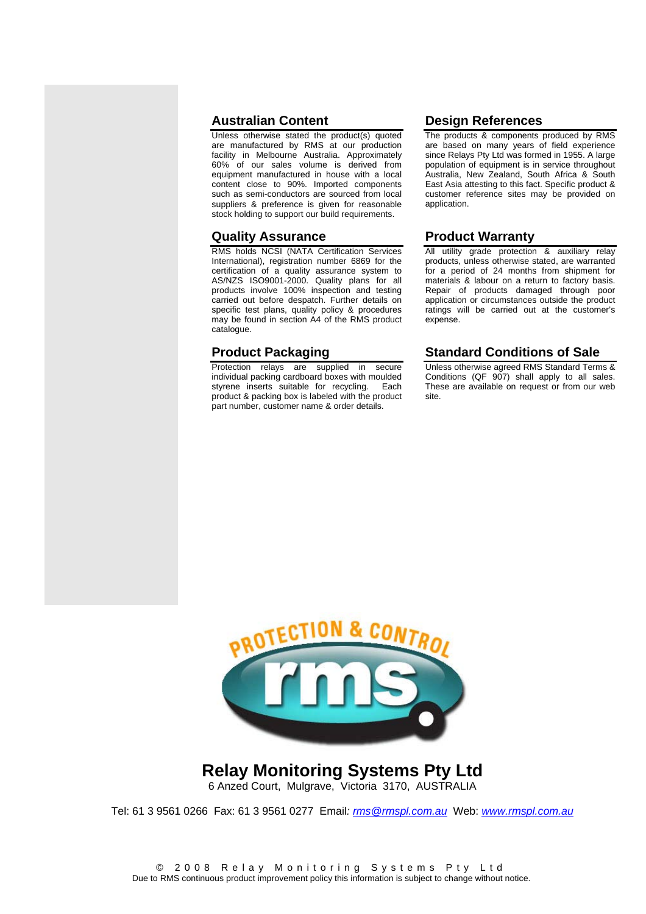## Australian Content

Unless otherwise stated the product(s) quoted are manufactured by RMS at our production facility in Melbourne Australia. Approximately 60% of our sales volume is derived from equipment manufactured in house with a local content close to 90%. Imported components such as semi-conductors are sourced from local suppliers & preference is given for reasonable stock holding to support our build requirements.

## Quality Assurance

RMS holds NCSI (NATA Certification Services International), registration number 6869 for the certification of a quality assurance system to AS/NZS ISO9001-2000. Quality plans for all products involve 100% inspection and testing carried out before despatch. Further details on specific test plans, quality policy & procedures may be found in section A4 of the RMS product catalogue.

## Product Packaging

Protection relays are supplied in secure individual packing cardboard boxes with moulded styrene inserts suitable for recycling. Each product & packing box is labeled with the product part number, customer name & order details.

## Design References

The products & components produced by RMS are based on many years of field experience since Relays Pty Ltd was formed in 1955. A large population of equipment is in service throughout Australia, New Zealand, South Africa & South East Asia attesting to this fact. Specific product & customer reference sites may be provided on application.

## Product Warranty

All utility grade protection & auxiliary relay products, unless otherwise stated, are warranted for a period of 24 months from shipment for materials & labour on a return to factory basis. Repair of products damaged through poor application or circumstances outside the product ratings will be carried out at the customer's expense.

## Standard Conditions of Sale

Unless otherwise agreed RMS Standard Terms & Conditions (QF 907) shall apply to all sales. These are available on request or from our web site.

PROTECTION & CONTROL

rms

**Relay Monitoring Systems Pty Ltd**

6 Anzed Court, Mulgrave, Victoria 3170, AUSTRALIA

Tel: 61 3 9561 0266 Fax: 61 3 9561 0277 Email: *rms@rmspl.com.au* Web: *www.rmspl.com.au*

© 2008 Relay Monitoring Systems Pty Ltd

Due to RMS continuous product improvement policy this information is subject to change without notice.